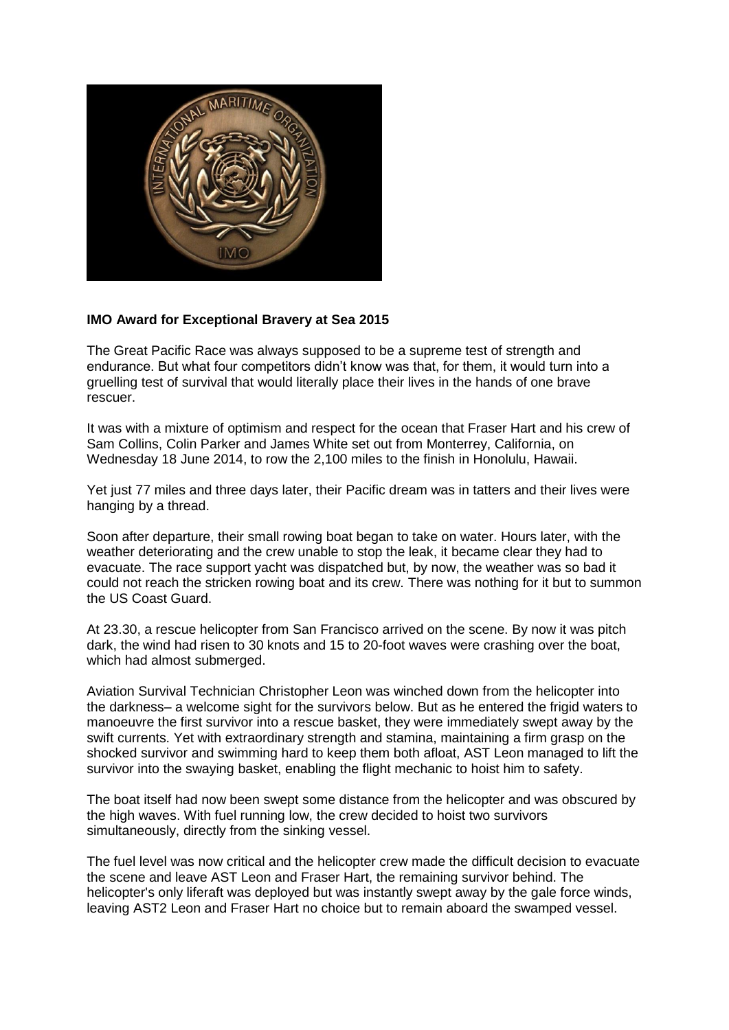**IMO Award for Exceptional Bravery at Sea 2015**

The Great Pacific Race was always supposed to be a supreme test of strength and endurance. But what four competitors didn't know was that, for them, it would turn into a gruelling test of survival that would literally place their lives in the hands of one brave rescuer.

It was with a mixture of optimism and respect for the ocean that Fraser Hart and his crew of Sam Collins, Colin Parker and James White set out from Monterrey, California, on Wednesday 18 June 2014, to row the 2,100 miles to the finish in Honolulu, Hawaii.

Yet just 77 miles and three days later, their Pacific dream was in tatters and their lives were hanging by a thread.

Soon after departure, their small rowing boat began to take on water. Hours later, with the weather deteriorating and the crew unable to stop the leak, it became clear they had to evacuate. The race support yacht was dispatched but, by now, the weather was so bad it could not reach the stricken rowing boat and its crew. There was nothing for it but to summon the US Coast Guard.

At 23.30, a rescue helicopter from San Francisco arrived on the scene. By now it was pitch dark, the wind had risen to 30 knots and 15 to 20-foot waves were crashing over the boat, which had almost submerged.

Aviation Survival Technician Christopher Leon was winched down from the helicopter into the darkness– a welcome sight for the survivors below. But as he entered the frigid waters to manoeuvre the first survivor into a rescue basket, they were immediately swept away by the swift currents. Yet with extraordinary strength and stamina, maintaining a firm grasp on the shocked survivor and swimming hard to keep them both afloat, AST Leon managed to lift the survivor into the swaying basket, enabling the flight mechanic to hoist him to safety.

The boat itself had now been swept some distance from the helicopter and was obscured by the high waves. With fuel running low, the crew decided to hoist two survivors simultaneously, directly from the sinking vessel.

The fuel level was now critical and the helicopter crew made the difficult decision to evacuate the scene and leave AST Leon and Fraser Hart, the remaining survivor behind. The helicopter's only liferaft was deployed but was instantly swept away by the gale force winds, leaving AST2 Leon and Fraser Hart no choice but to remain aboard the swamped vessel.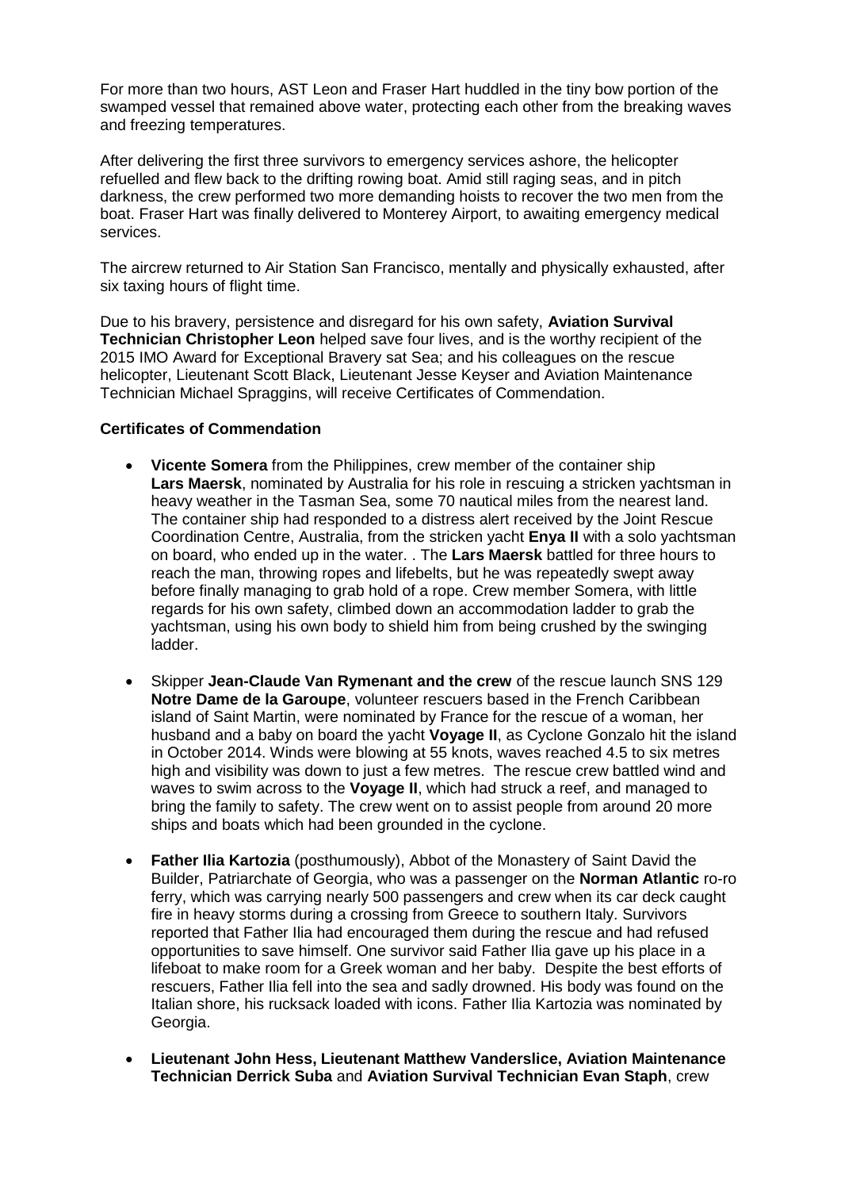For more than two hours, AST Leon and Fraser Hart huddled in the tiny bow portion of the swamped vessel that remained above water, protecting each other from the breaking waves and freezing temperatures.

After delivering the first three survivors to emergency services ashore, the helicopter refuelled and flew back to the drifting rowing boat. Amid still raging seas, and in pitch darkness, the crew performed two more demanding hoists to recover the two men from the boat. Fraser Hart was finally delivered to Monterey Airport, to awaiting emergency medical services.

The aircrew returned to Air Station San Francisco, mentally and physically exhausted, after six taxing hours of flight time.

Due to his bravery, persistence and disregard for his own safety, **Aviation Survival Technician Christopher Leon** helped save four lives, and is the worthy recipient of the 2015 IMO Award for Exceptional Bravery sat Sea; and his colleagues on the rescue helicopter, Lieutenant Scott Black, Lieutenant Jesse Keyser and Aviation Maintenance Technician Michael Spraggins, will receive Certificates of Commendation.

**Certificates of Commendation**

- **Vicente Somera** from the Philippines, crew member of the container ship **Lars Maersk**, nominated by Australia for his role in rescuing a stricken yachtsman in heavy weather in the Tasman Sea, some 70 nautical miles from the nearest land. The container ship had responded to a distress alert received by the Joint Rescue Coordination Centre, Australia, from the stricken yacht **Enya II** with a solo yachtsman on board, who ended up in the water. . The **Lars Maersk** battled for three hours to reach the man, throwing ropes and lifebelts, but he was repeatedly swept away before finally managing to grab hold of a rope. Crew member Somera, with little regards for his own safety, climbed down an accommodation ladder to grab the yachtsman, using his own body to shield him from being crushed by the swinging ladder.

- Skipper **Jean-Claude Van Rymenant and the crew** of the rescue launch SNS 129 **Notre Dame de la Garoupe**, volunteer rescuers based in the French Caribbean island of Saint Martin, were nominated by France for the rescue of a woman, her husband and a baby on board the yacht **Voyage II**, as Cyclone Gonzalo hit the island in October 2014. Winds were blowing at 55 knots, waves reached 4.5 to six metres high and visibility was down to just a few metres. The rescue crew battled wind and waves to swim across to the **Voyage II**, which had struck a reef, and managed to bring the family to safety. The crew went on to assist people from around 20 more ships and boats which had been grounded in the cyclone.

- **Father Ilia Kartozia** (posthumously), Abbot of the Monastery of Saint David the Builder, Patriarchate of Georgia, who was a passenger on the **Norman Atlantic** ro-ro ferry, which was carrying nearly 500 passengers and crew when its car deck caught fire in heavy storms during a crossing from Greece to southern Italy. Survivors reported that Father Ilia had encouraged them during the rescue and had refused opportunities to save himself. One survivor said Father Ilia gave up his place in a lifeboat to make room for a Greek woman and her baby. Despite the best efforts of rescuers, Father Ilia fell into the sea and sadly drowned. His body was found on the Italian shore, his rucksack loaded with icons. Father Ilia Kartozia was nominated by Georgia.

- **Lieutenant John Hess, Lieutenant Matthew Vanderslice, Aviation Maintenance Technician Derrick Suba** and **Aviation Survival Technician Evan Staph**, crew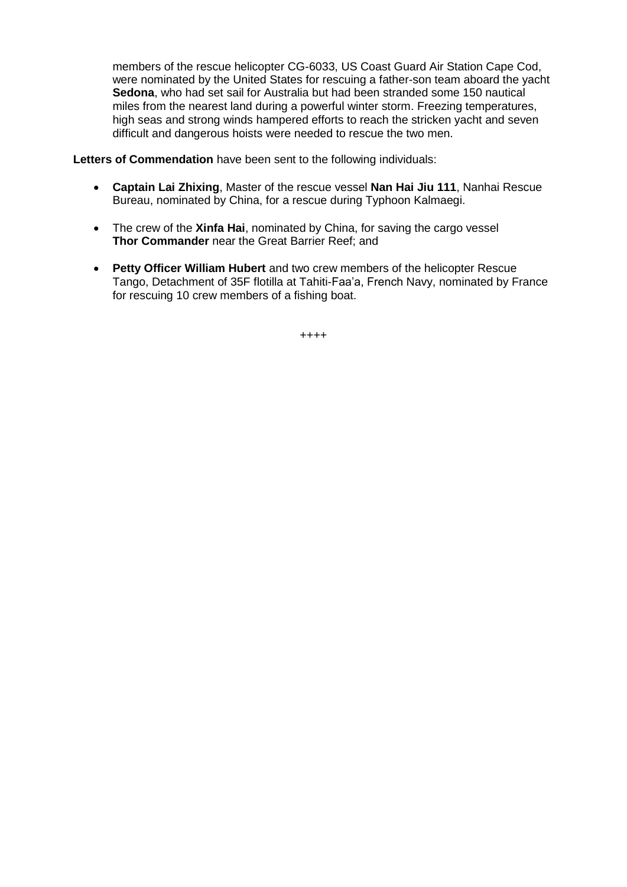members of the rescue helicopter CG-6033, US Coast Guard Air Station Cape Cod, were nominated by the United States for rescuing a father-son team aboard the yacht **Sedona**, who had set sail for Australia but had been stranded some 150 nautical miles from the nearest land during a powerful winter storm. Freezing temperatures, high seas and strong winds hampered efforts to reach the stricken yacht and seven difficult and dangerous hoists were needed to rescue the two men.

**Letters of Commendation** have been sent to the following individuals:

- **Captain Lai Zhixing**, Master of the rescue vessel **Nan Hai Jiu 111**, Nanhai Rescue Bureau, nominated by China, for a rescue during Typhoon Kalmaegi.
- The crew of the **Xinfa Hai**, nominated by China, for saving the cargo vessel **Thor Commander** near the Great Barrier Reef; and
- **Petty Officer William Hubert** and two crew members of the helicopter Rescue Tango, Detachment of 35F flotilla at Tahiti-Faa'a, French Navy, nominated by France for rescuing 10 crew members of a fishing boat.

++++